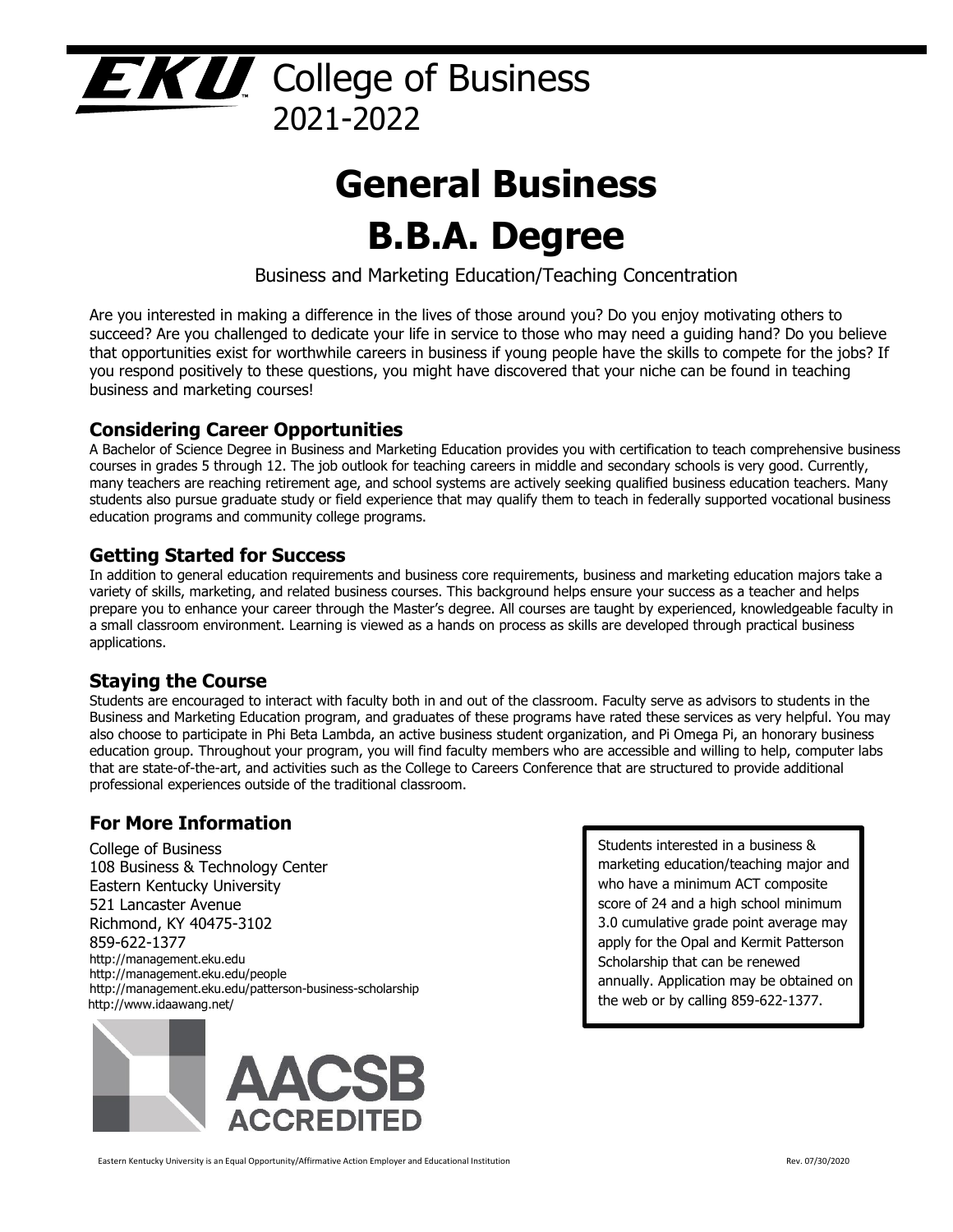EKU College of Business
2021-2022

# General Business
# B.B.A. Degree

Business and Marketing Education/Teaching Concentration

Are you interested in making a difference in the lives of those around you? Do you enjoy motivating others to succeed? Are you challenged to dedicate your life in service to those who may need a guiding hand? Do you believe that opportunities exist for worthwhile careers in business if young people have the skills to compete for the jobs? If you respond positively to these questions, you might have discovered that your niche can be found in teaching business and marketing courses!

## Considering Career Opportunities

A Bachelor of Science Degree in Business and Marketing Education provides you with certification to teach comprehensive business courses in grades 5 through 12. The job outlook for teaching careers in middle and secondary schools is very good. Currently, many teachers are reaching retirement age, and school systems are actively seeking qualified business education teachers. Many students also pursue graduate study or field experience that may qualify them to teach in federally supported vocational business education programs and community college programs.

## Getting Started for Success

In addition to general education requirements and business core requirements, business and marketing education majors take a variety of skills, marketing, and related business courses. This background helps ensure your success as a teacher and helps prepare you to enhance your career through the Master's degree. All courses are taught by experienced, knowledgeable faculty in a small classroom environment. Learning is viewed as a hands on process as skills are developed through practical business applications.

## Staying the Course

Students are encouraged to interact with faculty both in and out of the classroom. Faculty serve as advisors to students in the Business and Marketing Education program, and graduates of these programs have rated these services as very helpful. You may also choose to participate in Phi Beta Lambda, an active business student organization, and Pi Omega Pi, an honorary business education group. Throughout your program, you will find faculty members who are accessible and willing to help, computer labs that are state-of-the-art, and activities such as the College to Careers Conference that are structured to provide additional professional experiences outside of the traditional classroom.

## For More Information

College of Business
108 Business & Technology Center
Eastern Kentucky University
521 Lancaster Avenue
Richmond, KY 40475-3102
859-622-1377
http://management.eku.edu
http://management.eku.edu/people
http://management.eku.edu/patterson-business-scholarship
http://www.idaawang.net/

Students interested in a business & marketing education/teaching major and who have a minimum ACT composite score of 24 and a high school minimum 3.0 cumulative grade point average may apply for the Opal and Kermit Patterson Scholarship that can be renewed annually. Application may be obtained on the web or by calling 859-622-1377.

AACSB ACCREDITED

Eastern Kentucky University is an Equal Opportunity/Affirmative Action Employer and Educational Institution

Rev. 07/30/2020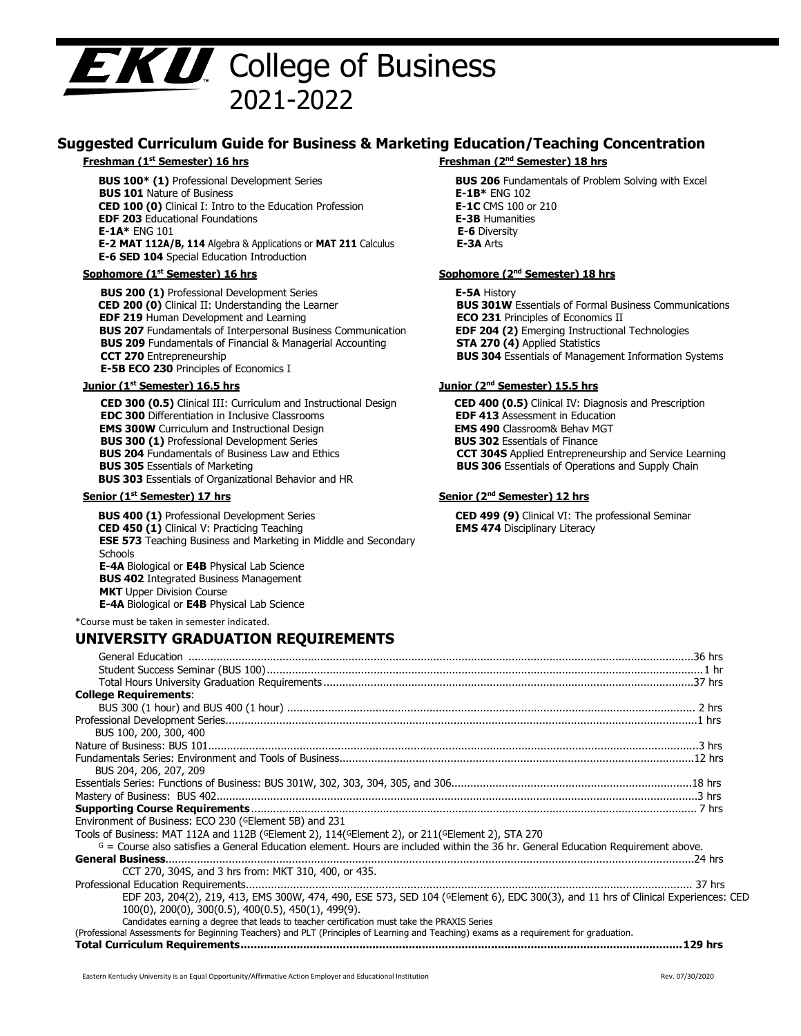# EKU College of Business 2021-2022

## Suggested Curriculum Guide for Business & Marketing Education/Teaching Concentration

### Freshman (1st Semester) 16 hrs

**BUS 100* (1)** Professional Development Series
**BUS 101** Nature of Business
**CED 100 (0)** Clinical I: Intro to the Education Profession
**EDF 203** Educational Foundations
**E-1A*** ENG 101
**E-2 MAT 112A/B, 114** Algebra & Applications or **MAT 211** Calculus
**E-6 SED 104** Special Education Introduction

### Freshman (2nd Semester) 18 hrs

**BUS 206** Fundamentals of Problem Solving with Excel
**E-1B*** ENG 102
**E-1C** CMS 100 or 210
**E-3B** Humanities
**E-6** Diversity
**E-3A** Arts

### Sophomore (1st Semester) 16 hrs

**BUS 200 (1)** Professional Development Series
**CED 200 (0)** Clinical II: Understanding the Learner
**EDF 219** Human Development and Learning
**BUS 207** Fundamentals of Interpersonal Business Communication
**BUS 209** Fundamentals of Financial & Managerial Accounting
**CCT 270** Entrepreneurship
**E-5B ECO 230** Principles of Economics I

### Sophomore (2nd Semester) 18 hrs

**E-5A** History
**BUS 301W** Essentials of Formal Business Communications
**ECO 231** Principles of Economics II
**EDF 204 (2)** Emerging Instructional Technologies
**STA 270 (4)** Applied Statistics
**BUS 304** Essentials of Management Information Systems

### Junior (1st Semester) 16.5 hrs

**CED 300 (0.5)** Clinical III: Curriculum and Instructional Design
**EDC 300** Differentiation in Inclusive Classrooms
**EMS 300W** Curriculum and Instructional Design
**BUS 300 (1)** Professional Development Series
**BUS 204** Fundamentals of Business Law and Ethics
**BUS 305** Essentials of Marketing
**BUS 303** Essentials of Organizational Behavior and HR

### Junior (2nd Semester) 15.5 hrs

**CED 400 (0.5)** Clinical IV: Diagnosis and Prescription
**EDF 413** Assessment in Education
**EMS 490** Classroom& Behav MGT
**BUS 302** Essentials of Finance
**CCT 304S** Applied Entrepreneurship and Service Learning
**BUS 306** Essentials of Operations and Supply Chain

### Senior (1st Semester) 17 hrs

**BUS 400 (1)** Professional Development Series
**CED 450 (1)** Clinical V: Practicing Teaching
**ESE 573** Teaching Business and Marketing in Middle and Secondary Schools
**E-4A** Biological or **E4B** Physical Lab Science
**BUS 402** Integrated Business Management
**MKT** Upper Division Course
**E-4A** Biological or **E4B** Physical Lab Science

### Senior (2nd Semester) 12 hrs

**CED 499 (9)** Clinical VI: The professional Seminar
**EMS 474** Disciplinary Literacy

*Course must be taken in semester indicated.

## UNIVERSITY GRADUATION REQUIREMENTS

General Education ....................................................................................................36 hrs
Student Success Seminar (BUS 100) ....................................................................................................1 hr
Total Hours University Graduation Requirements ....................................................................................................37 hrs

**College Requirements**:
BUS 300 (1 hour) and BUS 400 (1 hour) .................................................................................................... 2 hrs
Professional Development Series....................................................................................................1 hrs
BUS 100, 200, 300, 400
Nature of Business: BUS 101....................................................................................................3 hrs
Fundamentals Series: Environment and Tools of Business....................................................................................................12 hrs
BUS 204, 206, 207, 209
Essentials Series: Functions of Business: BUS 301W, 302, 303, 304, 305, and 306....................................................................................................18 hrs
Mastery of Business: BUS 402....................................................................................................3 hrs
**Supporting Course Requirements**.................................................................................................... 7 hrs
Environment of Business: ECO 230 (GElement 5B) and 231
Tools of Business: MAT 112A and 112B (GElement 2), 114(GElement 2), or 211(GElement 2), STA 270
G = Course also satisfies a General Education element. Hours are included within the 36 hr. General Education Requirement above.
**General Business**....................................................................................................24 hrs
CCT 270, 304S, and 3 hrs from: MKT 310, 400, or 435.
Professional Education Requirements.................................................................................................... 37 hrs
EDF 203, 204(2), 219, 413, EMS 300W, 474, 490, ESE 573, SED 104 (GElement 6), EDC 300(3), and 11 hrs of Clinical Experiences: CED 100(0), 200(0), 300(0.5), 400(0.5), 450(1), 499(9).
Candidates earning a degree that leads to teacher certification must take the PRAXIS Series
(Professional Assessments for Beginning Teachers) and PLT (Principles of Learning and Teaching) exams as a requirement for graduation.
**Total Curriculum Requirements....................................................................................................129 hrs**

Eastern Kentucky University is an Equal Opportunity/Affirmative Action Employer and Educational Institution

Rev. 07/30/2020